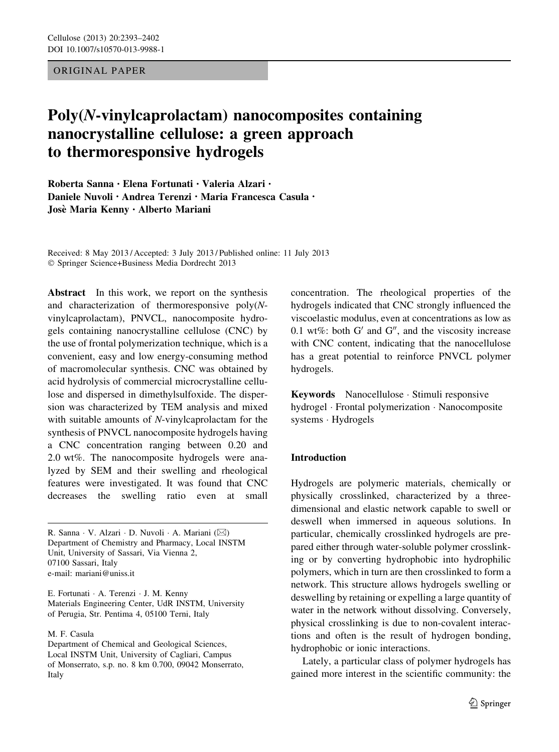ORIGINAL PAPER

# Poly(*N*-vinylcaprolactam) nanocomposites containing nanocrystalline cellulose: a green approach to thermoresponsive hydrogels

**Roberta Sanna · Elena Fortunati · Valeria Alzari · Daniele Nuvoli · Andrea Terenzi · Maria Francesca Casula · Josè Maria Kenny · Alberto Mariani**

Received: 8 May 2013 / Accepted: 3 July 2013 / Published online: 11 July 2013
© Springer Science+Business Media Dordrecht 2013

**Abstract** In this work, we report on the synthesis and characterization of thermoresponsive poly(*N*-vinylcaprolactam), PNVCL, nanocomposite hydrogels containing nanocrystalline cellulose (CNC) by the use of frontal polymerization technique, which is a convenient, easy and low energy-consuming method of macromolecular synthesis. CNC was obtained by acid hydrolysis of commercial microcrystalline cellulose and dispersed in dimethylsulfoxide. The dispersion was characterized by TEM analysis and mixed with suitable amounts of *N*-vinylcaprolactam for the synthesis of PNVCL nanocomposite hydrogels having a CNC concentration ranging between 0.20 and 2.0 wt%. The nanocomposite hydrogels were analyzed by SEM and their swelling and rheological features were investigated. It was found that CNC decreases the swelling ratio even at small concentration. The rheological properties of the hydrogels indicated that CNC strongly influenced the viscoelastic modulus, even at concentrations as low as 0.1 wt%: both G′ and G″, and the viscosity increase with CNC content, indicating that the nanocellulose has a great potential to reinforce PNVCL polymer hydrogels.

**Keywords** Nanocellulose · Stimuli responsive hydrogel · Frontal polymerization · Nanocomposite systems · Hydrogels

R. Sanna · V. Alzari · D. Nuvoli · A. Mariani (✉)
Department of Chemistry and Pharmacy, Local INSTM Unit, University of Sassari, Via Vienna 2, 07100 Sassari, Italy
e-mail: mariani@uniss.it

E. Fortunati · A. Terenzi · J. M. Kenny
Materials Engineering Center, UdR INSTM, University of Perugia, Str. Pentima 4, 05100 Terni, Italy

M. F. Casula
Department of Chemical and Geological Sciences, Local INSTM Unit, University of Cagliari, Campus of Monserrato, s.p. no. 8 km 0.700, 09042 Monserrato, Italy

## Introduction

Hydrogels are polymeric materials, chemically or physically crosslinked, characterized by a three-dimensional and elastic network capable to swell or deswell when immersed in aqueous solutions. In particular, chemically crosslinked hydrogels are prepared either through water-soluble polymer crosslinking or by converting hydrophobic into hydrophilic polymers, which in turn are then crosslinked to form a network. This structure allows hydrogels swelling or deswelling by retaining or expelling a large quantity of water in the network without dissolving. Conversely, physical crosslinking is due to non-covalent interactions and often is the result of hydrogen bonding, hydrophobic or ionic interactions.

Lately, a particular class of polymer hydrogels has gained more interest in the scientific community: the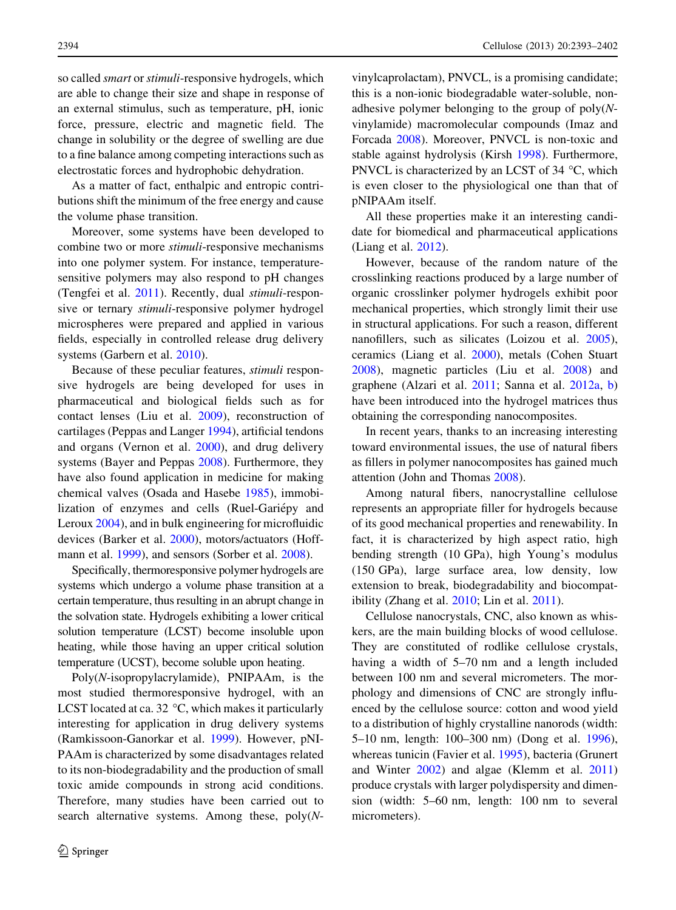so called *smart* or *stimuli*-responsive hydrogels, which are able to change their size and shape in response of an external stimulus, such as temperature, pH, ionic force, pressure, electric and magnetic field. The change in solubility or the degree of swelling are due to a fine balance among competing interactions such as electrostatic forces and hydrophobic dehydration.

As a matter of fact, enthalpic and entropic contributions shift the minimum of the free energy and cause the volume phase transition.

Moreover, some systems have been developed to combine two or more *stimuli*-responsive mechanisms into one polymer system. For instance, temperature-sensitive polymers may also respond to pH changes (Tengfei et al. 2011). Recently, dual *stimuli*-responsive or ternary *stimuli*-responsive polymer hydrogel microspheres were prepared and applied in various fields, especially in controlled release drug delivery systems (Garbern et al. 2010).

Because of these peculiar features, *stimuli* responsive hydrogels are being developed for uses in pharmaceutical and biological fields such as for contact lenses (Liu et al. 2009), reconstruction of cartilages (Peppas and Langer 1994), artificial tendons and organs (Vernon et al. 2000), and drug delivery systems (Bayer and Peppas 2008). Furthermore, they have also found application in medicine for making chemical valves (Osada and Hasebe 1985), immobilization of enzymes and cells (Ruel-Gariépy and Leroux 2004), and in bulk engineering for microfluidic devices (Barker et al. 2000), motors/actuators (Hoffmann et al. 1999), and sensors (Sorber et al. 2008).

Specifically, thermoresponsive polymer hydrogels are systems which undergo a volume phase transition at a certain temperature, thus resulting in an abrupt change in the solvation state. Hydrogels exhibiting a lower critical solution temperature (LCST) become insoluble upon heating, while those having an upper critical solution temperature (UCST), become soluble upon heating.

Poly(*N*-isopropylacrylamide), PNIPAAm, is the most studied thermoresponsive hydrogel, with an LCST located at ca. 32 °C, which makes it particularly interesting for application in drug delivery systems (Ramkissoon-Ganorkar et al. 1999). However, pNIPAAm is characterized by some disadvantages related to its non-biodegradability and the production of small toxic amide compounds in strong acid conditions. Therefore, many studies have been carried out to search alternative systems. Among these, poly(*N*-vinylcaprolactam), PNVCL, is a promising candidate; this is a non-ionic biodegradable water-soluble, non-adhesive polymer belonging to the group of poly(*N*-vinylamide) macromolecular compounds (Imaz and Forcada 2008). Moreover, PNVCL is non-toxic and stable against hydrolysis (Kirsh 1998). Furthermore, PNVCL is characterized by an LCST of 34 °C, which is even closer to the physiological one than that of pNIPAAm itself.

All these properties make it an interesting candidate for biomedical and pharmaceutical applications (Liang et al. 2012).

However, because of the random nature of the crosslinking reactions produced by a large number of organic crosslinker polymer hydrogels exhibit poor mechanical properties, which strongly limit their use in structural applications. For such a reason, different nanofillers, such as silicates (Loizou et al. 2005), ceramics (Liang et al. 2000), metals (Cohen Stuart 2008), magnetic particles (Liu et al. 2008) and graphene (Alzari et al. 2011; Sanna et al. 2012a, b) have been introduced into the hydrogel matrices thus obtaining the corresponding nanocomposites.

In recent years, thanks to an increasing interesting toward environmental issues, the use of natural fibers as fillers in polymer nanocomposites has gained much attention (John and Thomas 2008).

Among natural fibers, nanocrystalline cellulose represents an appropriate filler for hydrogels because of its good mechanical properties and renewability. In fact, it is characterized by high aspect ratio, high bending strength (10 GPa), high Young's modulus (150 GPa), large surface area, low density, low extension to break, biodegradability and biocompatibility (Zhang et al. 2010; Lin et al. 2011).

Cellulose nanocrystals, CNC, also known as whiskers, are the main building blocks of wood cellulose. They are constituted of rodlike cellulose crystals, having a width of 5–70 nm and a length included between 100 nm and several micrometers. The morphology and dimensions of CNC are strongly influenced by the cellulose source: cotton and wood yield to a distribution of highly crystalline nanorods (width: 5–10 nm, length: 100–300 nm) (Dong et al. 1996), whereas tunicin (Favier et al. 1995), bacteria (Grunert and Winter 2002) and algae (Klemm et al. 2011) produce crystals with larger polydispersity and dimension (width: 5–60 nm, length: 100 nm to several micrometers).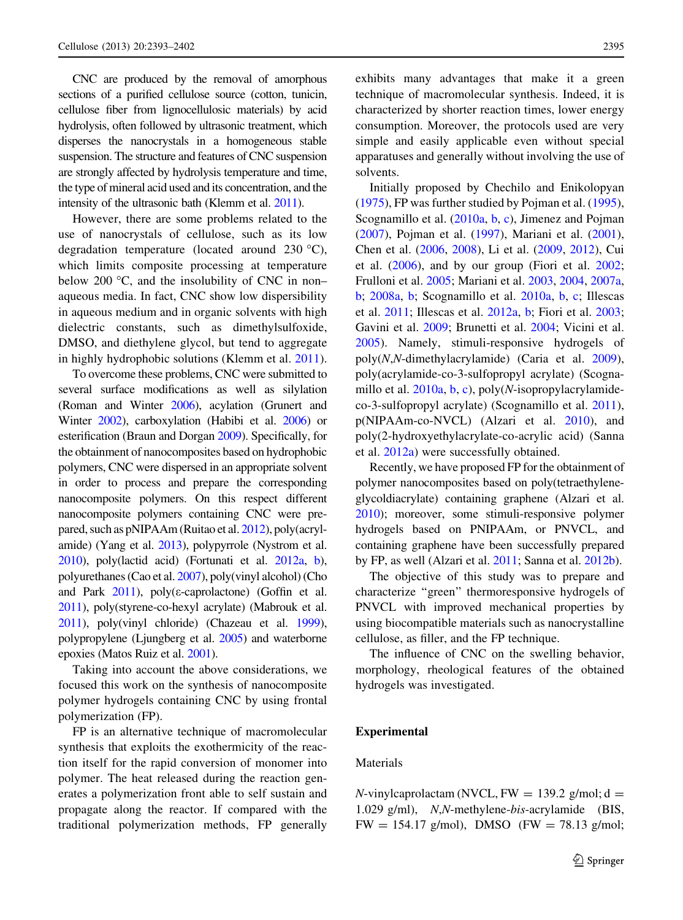CNC are produced by the removal of amorphous sections of a purified cellulose source (cotton, tunicin, cellulose fiber from lignocellulosic materials) by acid hydrolysis, often followed by ultrasonic treatment, which disperses the nanocrystals in a homogeneous stable suspension. The structure and features of CNC suspension are strongly affected by hydrolysis temperature and time, the type of mineral acid used and its concentration, and the intensity of the ultrasonic bath (Klemm et al. 2011).

However, there are some problems related to the use of nanocrystals of cellulose, such as its low degradation temperature (located around 230 °C), which limits composite processing at temperature below 200 °C, and the insolubility of CNC in non–aqueous media. In fact, CNC show low dispersibility in aqueous medium and in organic solvents with high dielectric constants, such as dimethylsulfoxide, DMSO, and diethylene glycol, but tend to aggregate in highly hydrophobic solutions (Klemm et al. 2011).

To overcome these problems, CNC were submitted to several surface modifications as well as silylation (Roman and Winter 2006), acylation (Grunert and Winter 2002), carboxylation (Habibi et al. 2006) or esterification (Braun and Dorgan 2009). Specifically, for the obtainment of nanocomposites based on hydrophobic polymers, CNC were dispersed in an appropriate solvent in order to process and prepare the corresponding nanocomposite polymers. On this respect different nanocomposite polymers containing CNC were prepared, such as pNIPAAm (Ruitao et al. 2012), poly(acrylamide) (Yang et al. 2013), polypyrrole (Nystrom et al. 2010), poly(lactid acid) (Fortunati et al. 2012a, b), polyurethanes (Cao et al. 2007), poly(vinyl alcohol) (Cho and Park 2011), poly(ε-caprolactone) (Goffin et al. 2011), poly(styrene-co-hexyl acrylate) (Mabrouk et al. 2011), poly(vinyl chloride) (Chazeau et al. 1999), polypropylene (Ljungberg et al. 2005) and waterborne epoxies (Matos Ruiz et al. 2001).

Taking into account the above considerations, we focused this work on the synthesis of nanocomposite polymer hydrogels containing CNC by using frontal polymerization (FP).

FP is an alternative technique of macromolecular synthesis that exploits the exothermicity of the reaction itself for the rapid conversion of monomer into polymer. The heat released during the reaction generates a polymerization front able to self sustain and propagate along the reactor. If compared with the traditional polymerization methods, FP generally exhibits many advantages that make it a green technique of macromolecular synthesis. Indeed, it is characterized by shorter reaction times, lower energy consumption. Moreover, the protocols used are very simple and easily applicable even without special apparatuses and generally without involving the use of solvents.

Initially proposed by Chechilo and Enikolopyan (1975), FP was further studied by Pojman et al. (1995), Scognamillo et al. (2010a, b, c), Jimenez and Pojman (2007), Pojman et al. (1997), Mariani et al. (2001), Chen et al. (2006, 2008), Li et al. (2009, 2012), Cui et al. (2006), and by our group (Fiori et al. 2002; Frulloni et al. 2005; Mariani et al. 2003, 2004, 2007a, b; 2008a, b; Scognamillo et al. 2010a, b, c; Illescas et al. 2011; Illescas et al. 2012a, b; Fiori et al. 2003; Gavini et al. 2009; Brunetti et al. 2004; Vicini et al. 2005). Namely, stimuli-responsive hydrogels of poly(*N*,*N*-dimethylacrylamide) (Caria et al. 2009), poly(acrylamide-co-3-sulfopropyl acrylate) (Scognamillo et al. 2010a, b, c), poly(*N*-isopropylacrylamide-co-3-sulfopropyl acrylate) (Scognamillo et al. 2011), p(NIPAAm-co-NVCL) (Alzari et al. 2010), and poly(2-hydroxyethylacrylate-co-acrylic acid) (Sanna et al. 2012a) were successfully obtained.

Recently, we have proposed FP for the obtainment of polymer nanocomposites based on poly(tetraethyleneglycoldiacrylate) containing graphene (Alzari et al. 2010); moreover, some stimuli-responsive polymer hydrogels based on PNIPAAm, or PNVCL, and containing graphene have been successfully prepared by FP, as well (Alzari et al. 2011; Sanna et al. 2012b).

The objective of this study was to prepare and characterize "green" thermoresponsive hydrogels of PNVCL with improved mechanical properties by using biocompatible materials such as nanocrystalline cellulose, as filler, and the FP technique.

The influence of CNC on the swelling behavior, morphology, rheological features of the obtained hydrogels was investigated.

## Experimental

### Materials

*N*-vinylcaprolactam (NVCL, FW = 139.2 g/mol; d = 1.029 g/ml), *N*,*N*-methylene-*bis*-acrylamide (BIS, FW = 154.17 g/mol), DMSO (FW = 78.13 g/mol;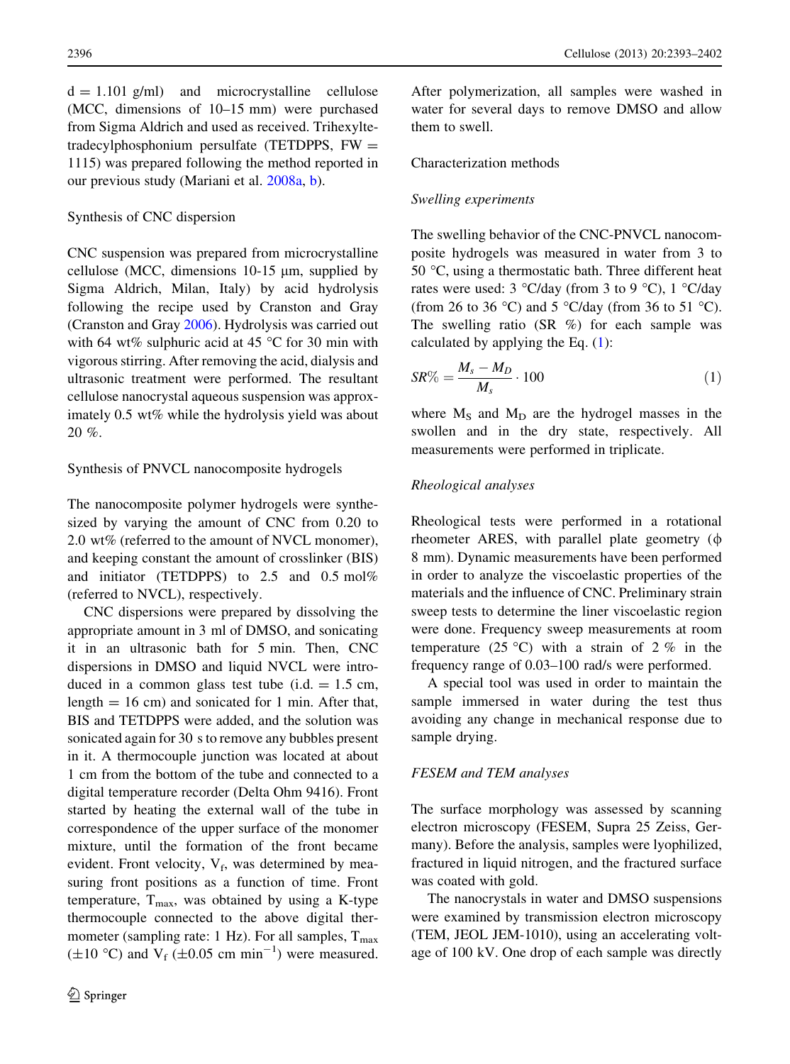d = 1.101 g/ml) and microcrystalline cellulose (MCC, dimensions of 10–15 mm) were purchased from Sigma Aldrich and used as received. Trihexyltetradecylphosphonium persulfate (TETDPPS, FW = 1115) was prepared following the method reported in our previous study (Mariani et al. 2008a, b).

## Synthesis of CNC dispersion

CNC suspension was prepared from microcrystalline cellulose (MCC, dimensions 10-15 μm, supplied by Sigma Aldrich, Milan, Italy) by acid hydrolysis following the recipe used by Cranston and Gray (Cranston and Gray 2006). Hydrolysis was carried out with 64 wt% sulphuric acid at 45 °C for 30 min with vigorous stirring. After removing the acid, dialysis and ultrasonic treatment were performed. The resultant cellulose nanocrystal aqueous suspension was approximately 0.5 wt% while the hydrolysis yield was about 20 %.

## Synthesis of PNVCL nanocomposite hydrogels

The nanocomposite polymer hydrogels were synthesized by varying the amount of CNC from 0.20 to 2.0 wt% (referred to the amount of NVCL monomer), and keeping constant the amount of crosslinker (BIS) and initiator (TETDPPS) to 2.5 and 0.5 mol% (referred to NVCL), respectively.

CNC dispersions were prepared by dissolving the appropriate amount in 3 ml of DMSO, and sonicating it in an ultrasonic bath for 5 min. Then, CNC dispersions in DMSO and liquid NVCL were introduced in a common glass test tube (i.d. = 1.5 cm, length = 16 cm) and sonicated for 1 min. After that, BIS and TETDPPS were added, and the solution was sonicated again for 30 s to remove any bubbles present in it. A thermocouple junction was located at about 1 cm from the bottom of the tube and connected to a digital temperature recorder (Delta Ohm 9416). Front started by heating the external wall of the tube in correspondence of the upper surface of the monomer mixture, until the formation of the front became evident. Front velocity, $V_f$, was determined by measuring front positions as a function of time. Front temperature, $T_{max}$, was obtained by using a K-type thermocouple connected to the above digital thermometer (sampling rate: 1 Hz). For all samples, $T_{max}$ (±10 °C) and $V_f$ (±0.05 cm $min^{-1}$) were measured. After polymerization, all samples were washed in water for several days to remove DMSO and allow them to swell.

## Characterization methods

### *Swelling experiments*

The swelling behavior of the CNC-PNVCL nanocomposite hydrogels was measured in water from 3 to 50 °C, using a thermostatic bath. Three different heat rates were used: 3 °C/day (from 3 to 9 °C), 1 °C/day (from 26 to 36 °C) and 5 °C/day (from 36 to 51 °C). The swelling ratio (SR %) for each sample was calculated by applying the Eq. (1):

$$SR\% = \frac{M_s - M_D}{M_s} \cdot 100 \tag{1}$$

where $M_S$ and $M_D$ are the hydrogel masses in the swollen and in the dry state, respectively. All measurements were performed in triplicate.

### *Rheological analyses*

Rheological tests were performed in a rotational rheometer ARES, with parallel plate geometry (ϕ 8 mm). Dynamic measurements have been performed in order to analyze the viscoelastic properties of the materials and the influence of CNC. Preliminary strain sweep tests to determine the liner viscoelastic region were done. Frequency sweep measurements at room temperature (25 °C) with a strain of 2 % in the frequency range of 0.03–100 rad/s were performed.

A special tool was used in order to maintain the sample immersed in water during the test thus avoiding any change in mechanical response due to sample drying.

### *FESEM and TEM analyses*

The surface morphology was assessed by scanning electron microscopy (FESEM, Supra 25 Zeiss, Germany). Before the analysis, samples were lyophilized, fractured in liquid nitrogen, and the fractured surface was coated with gold.

The nanocrystals in water and DMSO suspensions were examined by transmission electron microscopy (TEM, JEOL JEM-1010), using an accelerating voltage of 100 kV. One drop of each sample was directly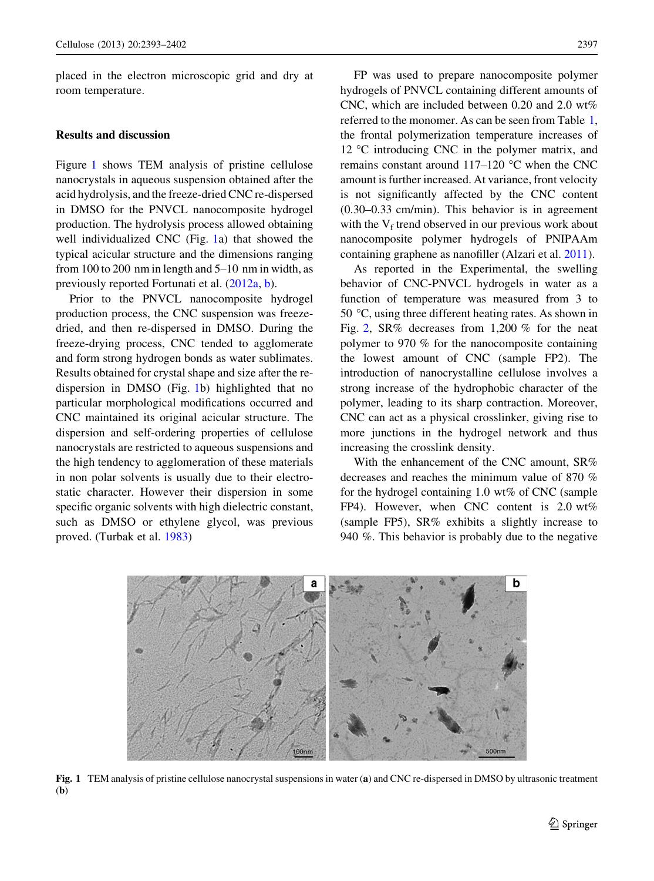placed in the electron microscopic grid and dry at room temperature.

## Results and discussion

Figure 1 shows TEM analysis of pristine cellulose nanocrystals in aqueous suspension obtained after the acid hydrolysis, and the freeze-dried CNC re-dispersed in DMSO for the PNVCL nanocomposite hydrogel production. The hydrolysis process allowed obtaining well individualized CNC (Fig. 1a) that showed the typical acicular structure and the dimensions ranging from 100 to 200 nm in length and 5–10 nm in width, as previously reported Fortunati et al. (2012a, b).

Prior to the PNVCL nanocomposite hydrogel production process, the CNC suspension was freeze-dried, and then re-dispersed in DMSO. During the freeze-drying process, CNC tended to agglomerate and form strong hydrogen bonds as water sublimates. Results obtained for crystal shape and size after the re-dispersion in DMSO (Fig. 1b) highlighted that no particular morphological modifications occurred and CNC maintained its original acicular structure. The dispersion and self-ordering properties of cellulose nanocrystals are restricted to aqueous suspensions and the high tendency to agglomeration of these materials in non polar solvents is usually due to their electrostatic character. However their dispersion in some specific organic solvents with high dielectric constant, such as DMSO or ethylene glycol, was previous proved. (Turbak et al. 1983)

FP was used to prepare nanocomposite polymer hydrogels of PNVCL containing different amounts of CNC, which are included between 0.20 and 2.0 wt% referred to the monomer. As can be seen from Table 1, the frontal polymerization temperature increases of 12 °C introducing CNC in the polymer matrix, and remains constant around 117–120 °C when the CNC amount is further increased. At variance, front velocity is not significantly affected by the CNC content (0.30–0.33 cm/min). This behavior is in agreement with the $V_f$ trend observed in our previous work about nanocomposite polymer hydrogels of PNIPAAm containing graphene as nanofiller (Alzari et al. 2011).

As reported in the Experimental, the swelling behavior of CNC-PNVCL hydrogels in water as a function of temperature was measured from 3 to 50 °C, using three different heating rates. As shown in Fig. 2, SR% decreases from 1,200 % for the neat polymer to 970 % for the nanocomposite containing the lowest amount of CNC (sample FP2). The introduction of nanocrystalline cellulose involves a strong increase of the hydrophobic character of the polymer, leading to its sharp contraction. Moreover, CNC can act as a physical crosslinker, giving rise to more junctions in the hydrogel network and thus increasing the crosslink density.

With the enhancement of the CNC amount, SR% decreases and reaches the minimum value of 870 % for the hydrogel containing 1.0 wt% of CNC (sample FP4). However, when CNC content is 2.0 wt% (sample FP5), SR% exhibits a slightly increase to 940 %. This behavior is probably due to the negative

**Fig. 1** TEM analysis of pristine cellulose nanocrystal suspensions in water (**a**) and CNC re-dispersed in DMSO by ultrasonic treatment (**b**)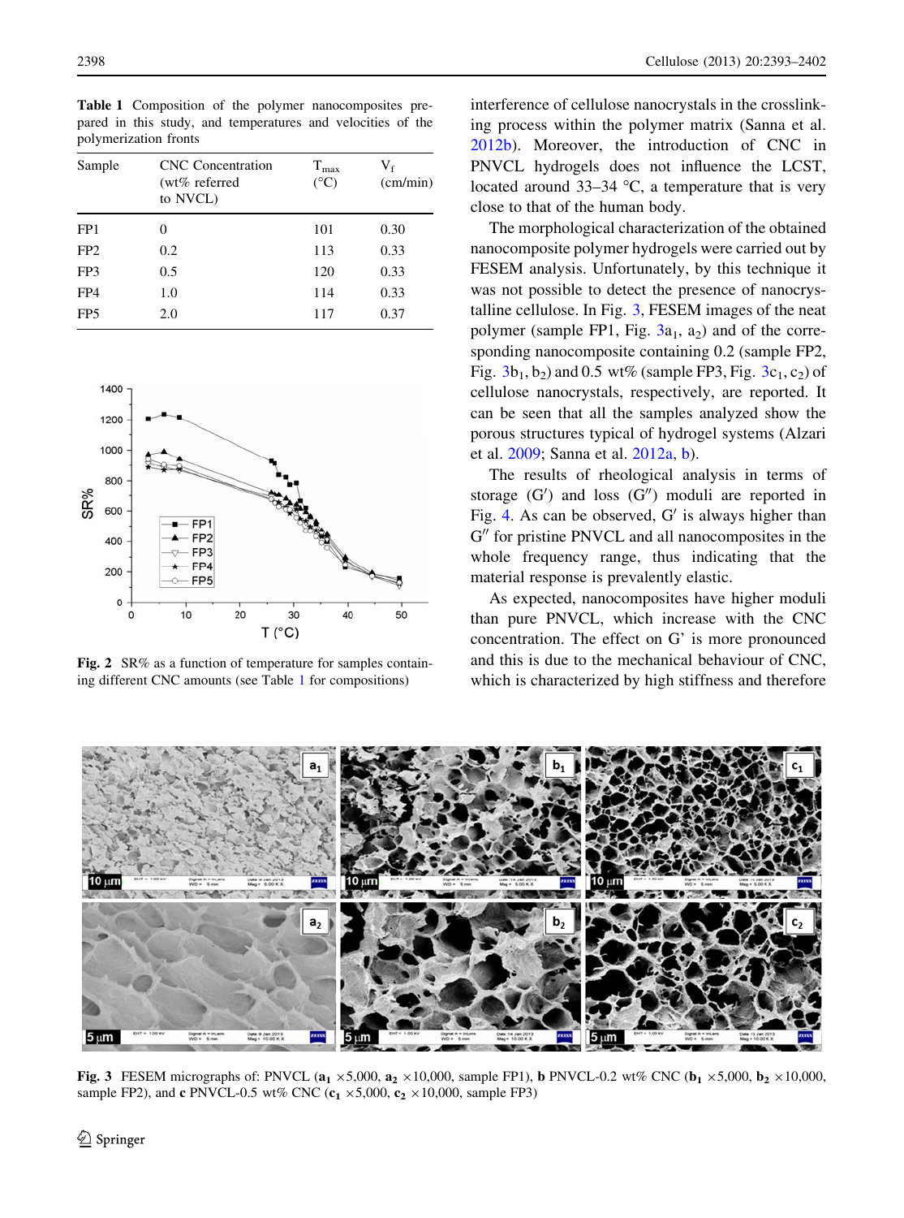Table 1 Composition of the polymer nanocomposites prepared in this study, and temperatures and velocities of the polymerization fronts

| Sample | CNC Concentration (wt% referred to NVCL) | $T_{max}$ (°C) | $V_f$ (cm/min) |
|---|---|---|---|
| FP1 | 0 | 101 | 0.30 |
| FP2 | 0.2 | 113 | 0.33 |
| FP3 | 0.5 | 120 | 0.33 |
| FP4 | 1.0 | 114 | 0.33 |
| FP5 | 2.0 | 117 | 0.37 |

Fig. 2 SR% as a function of temperature for samples containing different CNC amounts (see Table 1 for compositions)

interference of cellulose nanocrystals in the crosslinking process within the polymer matrix (Sanna et al. 2012b). Moreover, the introduction of CNC in PNVCL hydrogels does not influence the LCST, located around 33–34 °C, a temperature that is very close to that of the human body.

The morphological characterization of the obtained nanocomposite polymer hydrogels were carried out by FESEM analysis. Unfortunately, by this technique it was not possible to detect the presence of nanocrystalline cellulose. In Fig. 3, FESEM images of the neat polymer (sample FP1, Fig. 3a$_1$, a$_2$) and of the corresponding nanocomposite containing 0.2 (sample FP2, Fig. 3b$_1$, b$_2$) and 0.5 wt% (sample FP3, Fig. 3c$_1$, c$_2$) of cellulose nanocrystals, respectively, are reported. It can be seen that all the samples analyzed show the porous structures typical of hydrogel systems (Alzari et al. 2009; Sanna et al. 2012a, b).

The results of rheological analysis in terms of storage ($G'$) and loss ($G''$) moduli are reported in Fig. 4. As can be observed, $G'$ is always higher than $G''$ for pristine PNVCL and all nanocomposites in the whole frequency range, thus indicating that the material response is prevalently elastic.

As expected, nanocomposites have higher moduli than pure PNVCL, which increase with the CNC concentration. The effect on G' is more pronounced and this is due to the mechanical behaviour of CNC, which is characterized by high stiffness and therefore

Fig. 3 FESEM micrographs of: PNVCL (**a$_1$** ×5,000, **a$_2$** ×10,000, sample FP1), **b** PNVCL-0.2 wt% CNC (**b$_1$** ×5,000, **b$_2$** ×10,000, sample FP2), and **c** PNVCL-0.5 wt% CNC (**c$_1$** ×5,000, **c$_2$** ×10,000, sample FP3)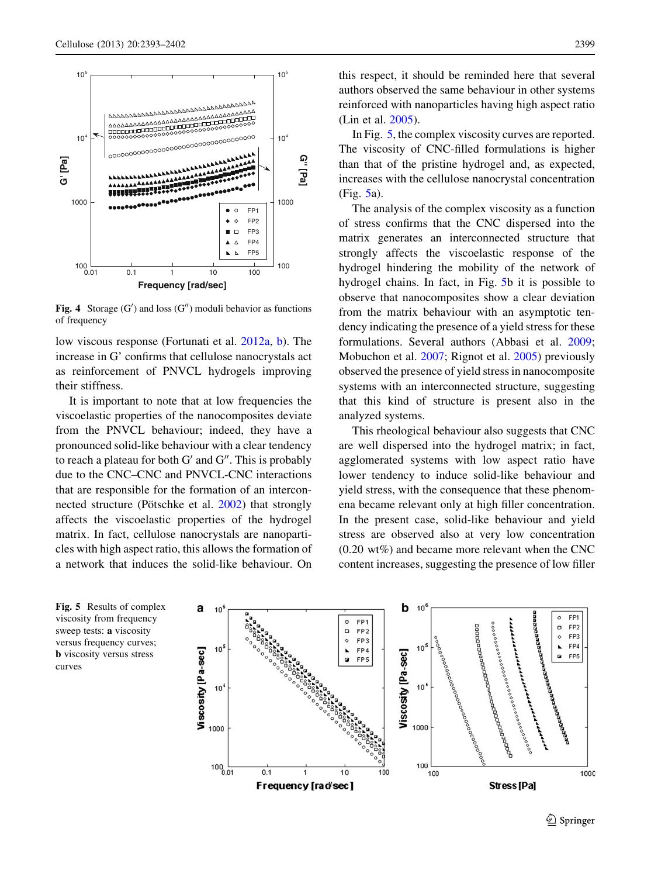Fig. 4 Storage (G′) and loss (G″) moduli behavior as functions of frequency

low viscous response (Fortunati et al. 2012a, b). The increase in G' confirms that cellulose nanocrystals act as reinforcement of PNVCL hydrogels improving their stiffness.

It is important to note that at low frequencies the viscoelastic properties of the nanocomposites deviate from the PNVCL behaviour; indeed, they have a pronounced solid-like behaviour with a clear tendency to reach a plateau for both G′ and G″. This is probably due to the CNC–CNC and PNVCL-CNC interactions that are responsible for the formation of an interconnected structure (Pötschke et al. 2002) that strongly affects the viscoelastic properties of the hydrogel matrix. In fact, cellulose nanocrystals are nanoparticles with high aspect ratio, this allows the formation of a network that induces the solid-like behaviour. On this respect, it should be reminded here that several authors observed the same behaviour in other systems reinforced with nanoparticles having high aspect ratio (Lin et al. 2005).

In Fig. 5, the complex viscosity curves are reported. The viscosity of CNC-filled formulations is higher than that of the pristine hydrogel and, as expected, increases with the cellulose nanocrystal concentration (Fig. 5a).

The analysis of the complex viscosity as a function of stress confirms that the CNC dispersed into the matrix generates an interconnected structure that strongly affects the viscoelastic response of the hydrogel hindering the mobility of the network of hydrogel chains. In fact, in Fig. 5b it is possible to observe that nanocomposites show a clear deviation from the matrix behaviour with an asymptotic tendency indicating the presence of a yield stress for these formulations. Several authors (Abbasi et al. 2009; Mobuchon et al. 2007; Rignot et al. 2005) previously observed the presence of yield stress in nanocomposite systems with an interconnected structure, suggesting that this kind of structure is present also in the analyzed systems.

This rheological behaviour also suggests that CNC are well dispersed into the hydrogel matrix; in fact, agglomerated systems with low aspect ratio have lower tendency to induce solid-like behaviour and yield stress, with the consequence that these phenomena became relevant only at high filler concentration. In the present case, solid-like behaviour and yield stress are observed also at very low concentration (0.20 wt%) and became more relevant when the CNC content increases, suggesting the presence of low filler

Fig. 5 Results of complex viscosity from frequency sweep tests: **a** viscosity versus frequency curves; **b** viscosity versus stress curves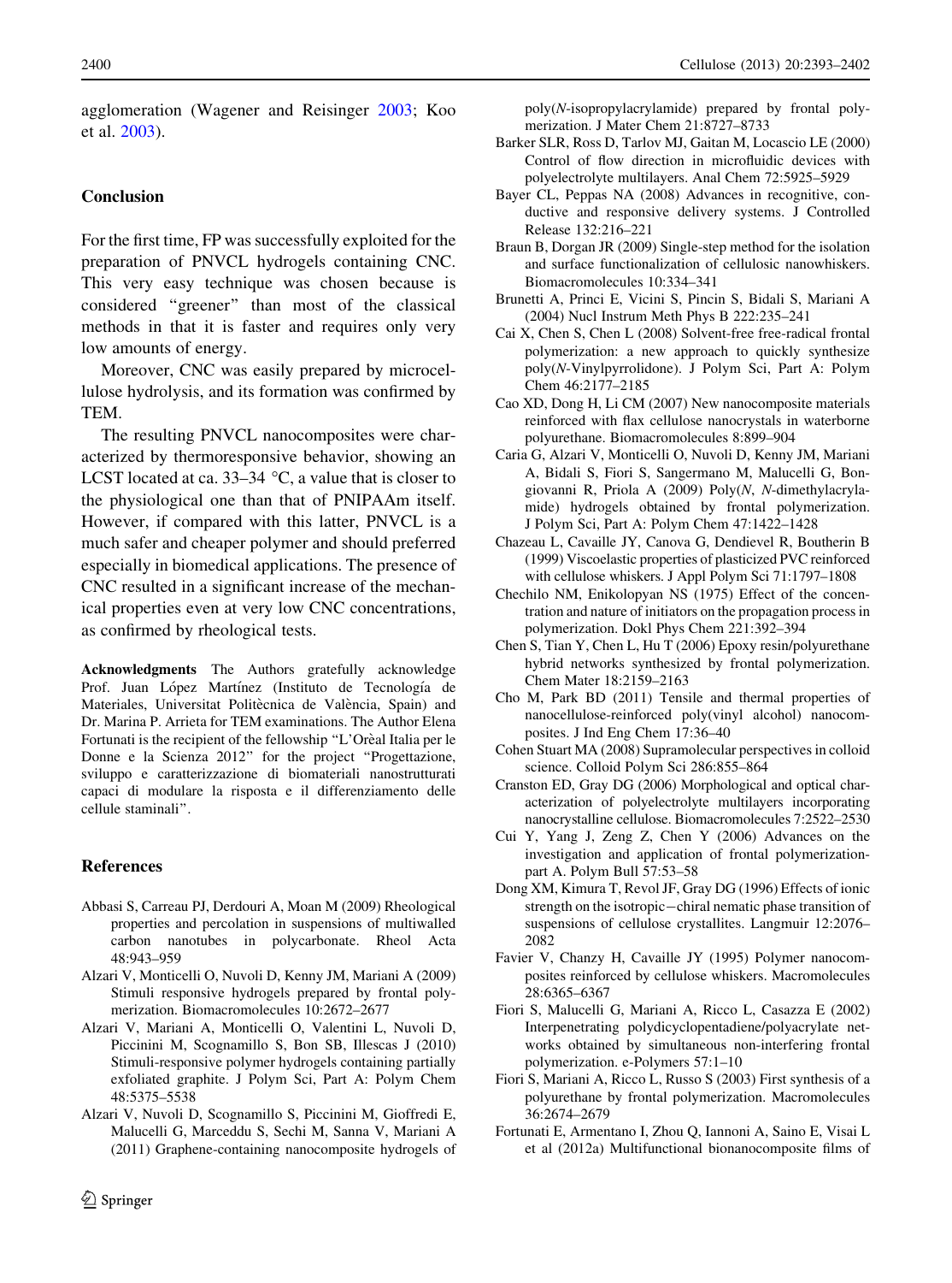agglomeration (Wagener and Reisinger 2003; Koo et al. 2003).

## Conclusion

For the first time, FP was successfully exploited for the preparation of PNVCL hydrogels containing CNC. This very easy technique was chosen because is considered "greener" than most of the classical methods in that it is faster and requires only very low amounts of energy.

Moreover, CNC was easily prepared by microcellulose hydrolysis, and its formation was confirmed by TEM.

The resulting PNVCL nanocomposites were characterized by thermoresponsive behavior, showing an LCST located at ca. 33–34 °C, a value that is closer to the physiological one than that of PNIPAAm itself. However, if compared with this latter, PNVCL is a much safer and cheaper polymer and should preferred especially in biomedical applications. The presence of CNC resulted in a significant increase of the mechanical properties even at very low CNC concentrations, as confirmed by rheological tests.

**Acknowledgments** The Authors gratefully acknowledge Prof. Juan López Martínez (Instituto de Tecnología de Materiales, Universitat Politècnica de València, Spain) and Dr. Marina P. Arrieta for TEM examinations. The Author Elena Fortunati is the recipient of the fellowship "L'Orèal Italia per le Donne e la Scienza 2012" for the project "Progettazione, sviluppo e caratterizzazione di biomateriali nanostrutturati capaci di modulare la risposta e il differenziamento delle cellule staminali".

## References

Abbasi S, Carreau PJ, Derdouri A, Moan M (2009) Rheological properties and percolation in suspensions of multiwalled carbon nanotubes in polycarbonate. Rheol Acta 48:943–959

Alzari V, Monticelli O, Nuvoli D, Kenny JM, Mariani A (2009) Stimuli responsive hydrogels prepared by frontal polymerization. Biomacromolecules 10:2672–2677

Alzari V, Mariani A, Monticelli O, Valentini L, Nuvoli D, Piccinini M, Scognamillo S, Bon SB, Illescas J (2010) Stimuli-responsive polymer hydrogels containing partially exfoliated graphite. J Polym Sci, Part A: Polym Chem 48:5375–5538

Alzari V, Nuvoli D, Scognamillo S, Piccinini M, Gioffredi E, Malucelli G, Marceddu S, Sechi M, Sanna V, Mariani A (2011) Graphene-containing nanocomposite hydrogels of poly(*N*-isopropylacrylamide) prepared by frontal polymerization. J Mater Chem 21:8727–8733

Barker SLR, Ross D, Tarlov MJ, Gaitan M, Locascio LE (2000) Control of flow direction in microfluidic devices with polyelectrolyte multilayers. Anal Chem 72:5925–5929

Bayer CL, Peppas NA (2008) Advances in recognitive, conductive and responsive delivery systems. J Controlled Release 132:216–221

Braun B, Dorgan JR (2009) Single-step method for the isolation and surface functionalization of cellulosic nanowhiskers. Biomacromolecules 10:334–341

Brunetti A, Princi E, Vicini S, Pincin S, Bidali S, Mariani A (2004) Nucl Instrum Meth Phys B 222:235–241

Cai X, Chen S, Chen L (2008) Solvent-free free-radical frontal polymerization: a new approach to quickly synthesize poly(*N*-Vinylpyrrolidone). J Polym Sci, Part A: Polym Chem 46:2177–2185

Cao XD, Dong H, Li CM (2007) New nanocomposite materials reinforced with flax cellulose nanocrystals in waterborne polyurethane. Biomacromolecules 8:899–904

Caria G, Alzari V, Monticelli O, Nuvoli D, Kenny JM, Mariani A, Bidali S, Fiori S, Sangermano M, Malucelli G, Bongiovanni R, Priola A (2009) Poly(*N*, *N*-dimethylacrylamide) hydrogels obtained by frontal polymerization. J Polym Sci, Part A: Polym Chem 47:1422–1428

Chazeau L, Cavaille JY, Canova G, Dendievel R, Boutherin B (1999) Viscoelastic properties of plasticized PVC reinforced with cellulose whiskers. J Appl Polym Sci 71:1797–1808

Chechilo NM, Enikolopyan NS (1975) Effect of the concentration and nature of initiators on the propagation process in polymerization. Dokl Phys Chem 221:392–394

Chen S, Tian Y, Chen L, Hu T (2006) Epoxy resin/polyurethane hybrid networks synthesized by frontal polymerization. Chem Mater 18:2159–2163

Cho M, Park BD (2011) Tensile and thermal properties of nanocellulose-reinforced poly(vinyl alcohol) nanocomposites. J Ind Eng Chem 17:36–40

Cohen Stuart MA (2008) Supramolecular perspectives in colloid science. Colloid Polym Sci 286:855–864

Cranston ED, Gray DG (2006) Morphological and optical characterization of polyelectrolyte multilayers incorporating nanocrystalline cellulose. Biomacromolecules 7:2522–2530

Cui Y, Yang J, Zeng Z, Chen Y (2006) Advances on the investigation and application of frontal polymerization-part A. Polym Bull 57:53–58

Dong XM, Kimura T, Revol JF, Gray DG (1996) Effects of ionic strength on the isotropic−chiral nematic phase transition of suspensions of cellulose crystallites. Langmuir 12:2076–2082

Favier V, Chanzy H, Cavaille JY (1995) Polymer nanocomposites reinforced by cellulose whiskers. Macromolecules 28:6365–6367

Fiori S, Malucelli G, Mariani A, Ricco L, Casazza E (2002) Interpenetrating polydicyclopentadiene/polyacrylate networks obtained by simultaneous non-interfering frontal polymerization. e-Polymers 57:1–10

Fiori S, Mariani A, Ricco L, Russo S (2003) First synthesis of a polyurethane by frontal polymerization. Macromolecules 36:2674–2679

Fortunati E, Armentano I, Zhou Q, Iannoni A, Saino E, Visai L et al (2012a) Multifunctional bionanocomposite films of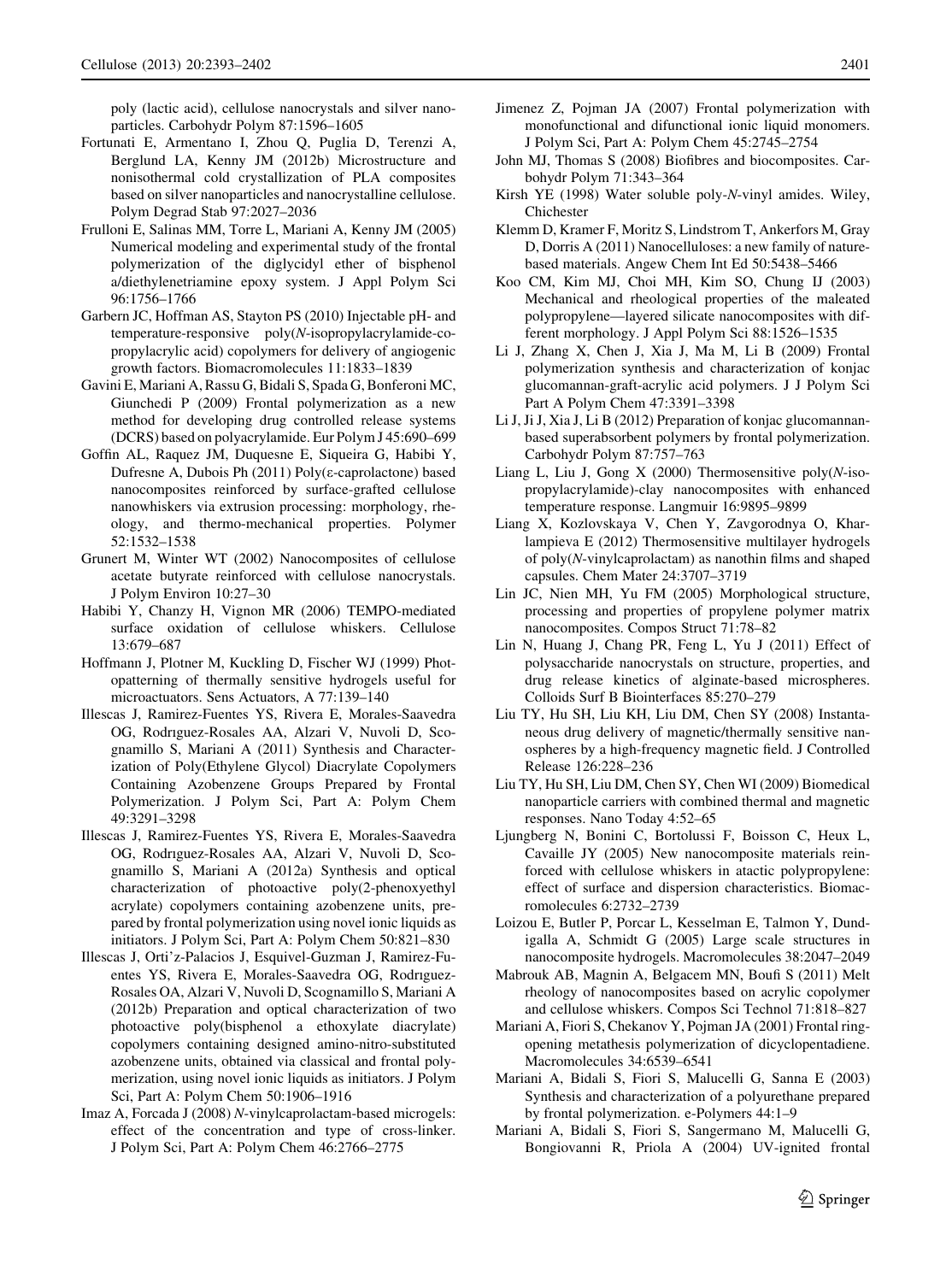poly (lactic acid), cellulose nanocrystals and silver nanoparticles. Carbohydr Polym 87:1596–1605

Fortunati E, Armentano I, Zhou Q, Puglia D, Terenzi A, Berglund LA, Kenny JM (2012b) Microstructure and nonisothermal cold crystallization of PLA composites based on silver nanoparticles and nanocrystalline cellulose. Polym Degrad Stab 97:2027–2036

Frulloni E, Salinas MM, Torre L, Mariani A, Kenny JM (2005) Numerical modeling and experimental study of the frontal polymerization of the diglycidyl ether of bisphenol a/diethylenetriamine epoxy system. J Appl Polym Sci 96:1756–1766

Garbern JC, Hoffman AS, Stayton PS (2010) Injectable pH- and temperature-responsive poly(*N*-isopropylacrylamide-co-propylacrylic acid) copolymers for delivery of angiogenic growth factors. Biomacromolecules 11:1833–1839

Gavini E, Mariani A, Rassu G, Bidali S, Spada G, Bonferoni MC, Giunchedi P (2009) Frontal polymerization as a new method for developing drug controlled release systems (DCRS) based on polyacrylamide. Eur Polym J 45:690–699

Goffin AL, Raquez JM, Duquesne E, Siqueira G, Habibi Y, Dufresne A, Dubois Ph (2011) Poly(ε-caprolactone) based nanocomposites reinforced by surface-grafted cellulose nanowhiskers via extrusion processing: morphology, rheology, and thermo-mechanical properties. Polymer 52:1532–1538

Grunert M, Winter WT (2002) Nanocomposites of cellulose acetate butyrate reinforced with cellulose nanocrystals. J Polym Environ 10:27–30

Habibi Y, Chanzy H, Vignon MR (2006) TEMPO-mediated surface oxidation of cellulose whiskers. Cellulose 13:679–687

Hoffmann J, Plotner M, Kuckling D, Fischer WJ (1999) Photopatterning of thermally sensitive hydrogels useful for microactuators. Sens Actuators, A 77:139–140

Illescas J, Ramirez-Fuentes YS, Rivera E, Morales-Saavedra OG, Rodrıguez-Rosales AA, Alzari V, Nuvoli D, Scognamillo S, Mariani A (2011) Synthesis and Characterization of Poly(Ethylene Glycol) Diacrylate Copolymers Containing Azobenzene Groups Prepared by Frontal Polymerization. J Polym Sci, Part A: Polym Chem 49:3291–3298

Illescas J, Ramirez-Fuentes YS, Rivera E, Morales-Saavedra OG, Rodrıguez-Rosales AA, Alzari V, Nuvoli D, Scognamillo S, Mariani A (2012a) Synthesis and optical characterization of photoactive poly(2-phenoxyethyl acrylate) copolymers containing azobenzene units, prepared by frontal polymerization using novel ionic liquids as initiators. J Polym Sci, Part A: Polym Chem 50:821–830

Illescas J, Orti'z-Palacios J, Esquivel-Guzman J, Ramirez-Fuentes YS, Rivera E, Morales-Saavedra OG, Rodrıguez-Rosales OA, Alzari V, Nuvoli D, Scognamillo S, Mariani A (2012b) Preparation and optical characterization of two photoactive poly(bisphenol a ethoxylate diacrylate) copolymers containing designed amino-nitro-substituted azobenzene units, obtained via classical and frontal polymerization, using novel ionic liquids as initiators. J Polym Sci, Part A: Polym Chem 50:1906–1916

Imaz A, Forcada J (2008) *N*-vinylcaprolactam-based microgels: effect of the concentration and type of cross-linker. J Polym Sci, Part A: Polym Chem 46:2766–2775

Jimenez Z, Pojman JA (2007) Frontal polymerization with monofunctional and difunctional ionic liquid monomers. J Polym Sci, Part A: Polym Chem 45:2745–2754

John MJ, Thomas S (2008) Biofibres and biocomposites. Carbohydr Polym 71:343–364

Kirsh YE (1998) Water soluble poly-*N*-vinyl amides. Wiley, Chichester

Klemm D, Kramer F, Moritz S, Lindstrom T, Ankerfors M, Gray D, Dorris A (2011) Nanocelluloses: a new family of nature-based materials. Angew Chem Int Ed 50:5438–5466

Koo CM, Kim MJ, Choi MH, Kim SO, Chung IJ (2003) Mechanical and rheological properties of the maleated polypropylene—layered silicate nanocomposites with different morphology. J Appl Polym Sci 88:1526–1535

Li J, Zhang X, Chen J, Xia J, Ma M, Li B (2009) Frontal polymerization synthesis and characterization of konjac glucomannan-graft-acrylic acid polymers. J J Polym Sci Part A Polym Chem 47:3391–3398

Li J, Ji J, Xia J, Li B (2012) Preparation of konjac glucomannan-based superabsorbent polymers by frontal polymerization. Carbohydr Polym 87:757–763

Liang L, Liu J, Gong X (2000) Thermosensitive poly(*N*-isopropylacrylamide)-clay nanocomposites with enhanced temperature response. Langmuir 16:9895–9899

Liang X, Kozlovskaya V, Chen Y, Zavgorodnya O, Kharlampieva E (2012) Thermosensitive multilayer hydrogels of poly(*N*-vinylcaprolactam) as nanothin films and shaped capsules. Chem Mater 24:3707–3719

Lin JC, Nien MH, Yu FM (2005) Morphological structure, processing and properties of propylene polymer matrix nanocomposites. Compos Struct 71:78–82

Lin N, Huang J, Chang PR, Feng L, Yu J (2011) Effect of polysaccharide nanocrystals on structure, properties, and drug release kinetics of alginate-based microspheres. Colloids Surf B Biointerfaces 85:270–279

Liu TY, Hu SH, Liu KH, Liu DM, Chen SY (2008) Instantaneous drug delivery of magnetic/thermally sensitive nanospheres by a high-frequency magnetic field. J Controlled Release 126:228–236

Liu TY, Hu SH, Liu DM, Chen SY, Chen WI (2009) Biomedical nanoparticle carriers with combined thermal and magnetic responses. Nano Today 4:52–65

Ljungberg N, Bonini C, Bortolussi F, Boisson C, Heux L, Cavaille JY (2005) New nanocomposite materials reinforced with cellulose whiskers in atactic polypropylene: effect of surface and dispersion characteristics. Biomacromolecules 6:2732–2739

Loizou E, Butler P, Porcar L, Kesselman E, Talmon Y, Dundigalla A, Schmidt G (2005) Large scale structures in nanocomposite hydrogels. Macromolecules 38:2047–2049

Mabrouk AB, Magnin A, Belgacem MN, Boufi S (2011) Melt rheology of nanocomposites based on acrylic copolymer and cellulose whiskers. Compos Sci Technol 71:818–827

Mariani A, Fiori S, Chekanov Y, Pojman JA (2001) Frontal ring-opening metathesis polymerization of dicyclopentadiene. Macromolecules 34:6539–6541

Mariani A, Bidali S, Fiori S, Malucelli G, Sanna E (2003) Synthesis and characterization of a polyurethane prepared by frontal polymerization. e-Polymers 44:1–9

Mariani A, Bidali S, Fiori S, Sangermano M, Malucelli G, Bongiovanni R, Priola A (2004) UV-ignited frontal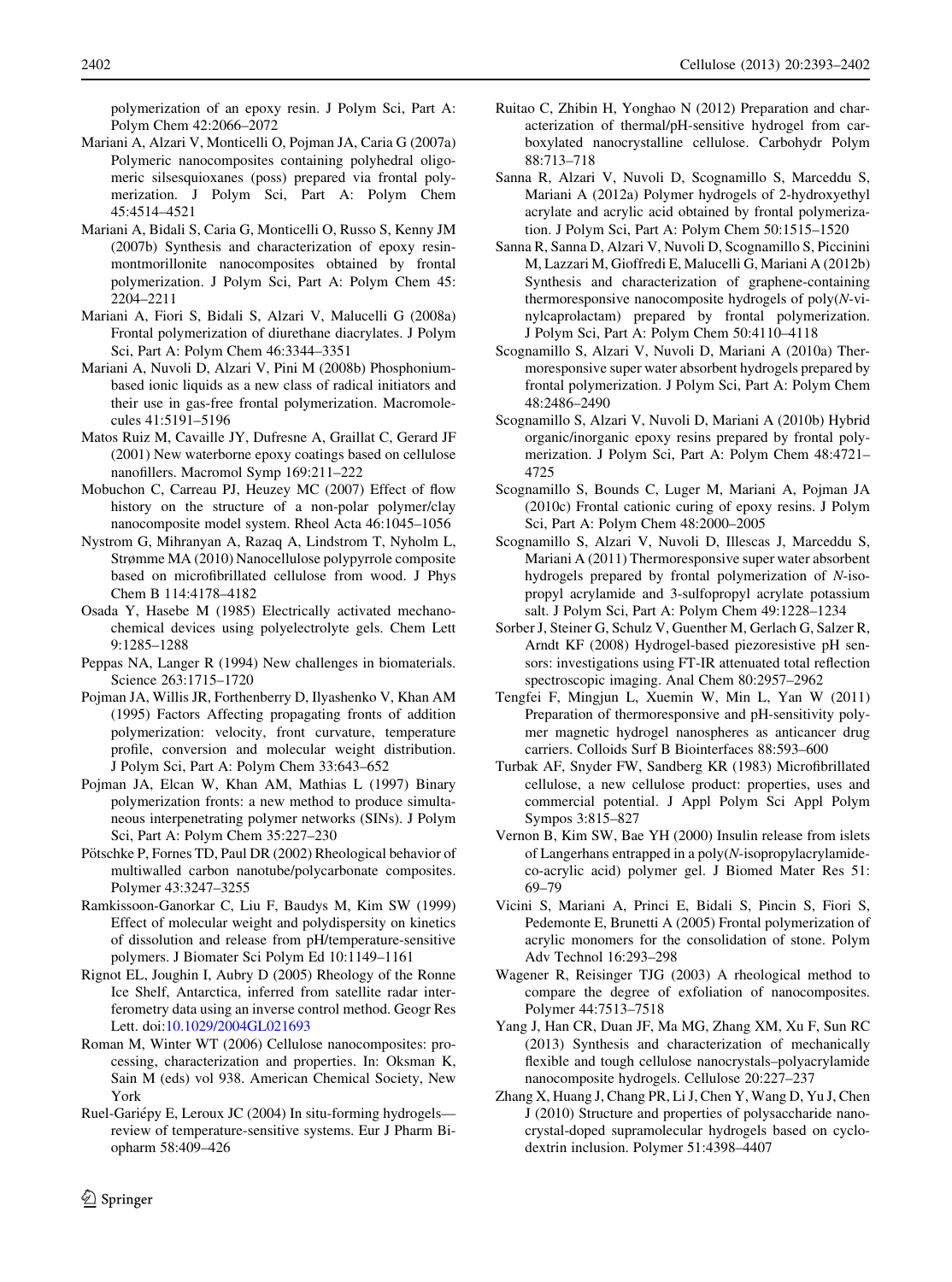polymerization of an epoxy resin. J Polym Sci, Part A: Polym Chem 42:2066–2072

Mariani A, Alzari V, Monticelli O, Pojman JA, Caria G (2007a) Polymeric nanocomposites containing polyhedral oligomeric silsesquioxanes (poss) prepared via frontal polymerization. J Polym Sci, Part A: Polym Chem 45:4514–4521

Mariani A, Bidali S, Caria G, Monticelli O, Russo S, Kenny JM (2007b) Synthesis and characterization of epoxy resin-montmorillonite nanocomposites obtained by frontal polymerization. J Polym Sci, Part A: Polym Chem 45: 2204–2211

Mariani A, Fiori S, Bidali S, Alzari V, Malucelli G (2008a) Frontal polymerization of diurethane diacrylates. J Polym Sci, Part A: Polym Chem 46:3344–3351

Mariani A, Nuvoli D, Alzari V, Pini M (2008b) Phosphonium-based ionic liquids as a new class of radical initiators and their use in gas-free frontal polymerization. Macromolecules 41:5191–5196

Matos Ruiz M, Cavaille JY, Dufresne A, Graillat C, Gerard JF (2001) New waterborne epoxy coatings based on cellulose nanofillers. Macromol Symp 169:211–222

Mobuchon C, Carreau PJ, Heuzey MC (2007) Effect of flow history on the structure of a non-polar polymer/clay nanocomposite model system. Rheol Acta 46:1045–1056

Nystrom G, Mihranyan A, Razaq A, Lindstrom T, Nyholm L, Strømme MA (2010) Nanocellulose polypyrrole composite based on microfibrillated cellulose from wood. J Phys Chem B 114:4178–4182

Osada Y, Hasebe M (1985) Electrically activated mechanochemical devices using polyelectrolyte gels. Chem Lett 9:1285–1288

Peppas NA, Langer R (1994) New challenges in biomaterials. Science 263:1715–1720

Pojman JA, Willis JR, Forthenberry D, Ilyashenko V, Khan AM (1995) Factors Affecting propagating fronts of addition polymerization: velocity, front curvature, temperature profile, conversion and molecular weight distribution. J Polym Sci, Part A: Polym Chem 33:643–652

Pojman JA, Elcan W, Khan AM, Mathias L (1997) Binary polymerization fronts: a new method to produce simultaneous interpenetrating polymer networks (SINs). J Polym Sci, Part A: Polym Chem 35:227–230

Pötschke P, Fornes TD, Paul DR (2002) Rheological behavior of multiwalled carbon nanotube/polycarbonate composites. Polymer 43:3247–3255

Ramkissoon-Ganorkar C, Liu F, Baudys M, Kim SW (1999) Effect of molecular weight and polydispersity on kinetics of dissolution and release from pH/temperature-sensitive polymers. J Biomater Sci Polym Ed 10:1149–1161

Rignot EL, Joughin I, Aubry D (2005) Rheology of the Ronne Ice Shelf, Antarctica, inferred from satellite radar interferometry data using an inverse control method. Geogr Res Lett. doi:10.1029/2004GL021693

Roman M, Winter WT (2006) Cellulose nanocomposites: processing, characterization and properties. In: Oksman K, Sain M (eds) vol 938. American Chemical Society, New York

Ruel-Gariépy E, Leroux JC (2004) In situ-forming hydrogels—review of temperature-sensitive systems. Eur J Pharm Biopharm 58:409–426

Ruitao C, Zhibin H, Yonghao N (2012) Preparation and characterization of thermal/pH-sensitive hydrogel from carboxylated nanocrystalline cellulose. Carbohydr Polym 88:713–718

Sanna R, Alzari V, Nuvoli D, Scognamillo S, Marceddu S, Mariani A (2012a) Polymer hydrogels of 2-hydroxyethyl acrylate and acrylic acid obtained by frontal polymerization. J Polym Sci, Part A: Polym Chem 50:1515–1520

Sanna R, Sanna D, Alzari V, Nuvoli D, Scognamillo S, Piccinini M, Lazzari M, Gioffredi E, Malucelli G, Mariani A (2012b) Synthesis and characterization of graphene-containing thermoresponsive nanocomposite hydrogels of poly(*N*-vinylcaprolactam) prepared by frontal polymerization. J Polym Sci, Part A: Polym Chem 50:4110–4118

Scognamillo S, Alzari V, Nuvoli D, Mariani A (2010a) Thermoresponsive super water absorbent hydrogels prepared by frontal polymerization. J Polym Sci, Part A: Polym Chem 48:2486–2490

Scognamillo S, Alzari V, Nuvoli D, Mariani A (2010b) Hybrid organic/inorganic epoxy resins prepared by frontal polymerization. J Polym Sci, Part A: Polym Chem 48:4721–4725

Scognamillo S, Bounds C, Luger M, Mariani A, Pojman JA (2010c) Frontal cationic curing of epoxy resins. J Polym Sci, Part A: Polym Chem 48:2000–2005

Scognamillo S, Alzari V, Nuvoli D, Illescas J, Marceddu S, Mariani A (2011) Thermoresponsive super water absorbent hydrogels prepared by frontal polymerization of *N*-isopropyl acrylamide and 3-sulfopropyl acrylate potassium salt. J Polym Sci, Part A: Polym Chem 49:1228–1234

Sorber J, Steiner G, Schulz V, Guenther M, Gerlach G, Salzer R, Arndt KF (2008) Hydrogel-based piezoresistive pH sensors: investigations using FT-IR attenuated total reflection spectroscopic imaging. Anal Chem 80:2957–2962

Tengfei F, Mingjun L, Xuemin W, Min L, Yan W (2011) Preparation of thermoresponsive and pH-sensitivity polymer magnetic hydrogel nanospheres as anticancer drug carriers. Colloids Surf B Biointerfaces 88:593–600

Turbak AF, Snyder FW, Sandberg KR (1983) Microfibrillated cellulose, a new cellulose product: properties, uses and commercial potential. J Appl Polym Sci Appl Polym Sympos 3:815–827

Vernon B, Kim SW, Bae YH (2000) Insulin release from islets of Langerhans entrapped in a poly(*N*-isopropylacrylamide-co-acrylic acid) polymer gel. J Biomed Mater Res 51: 69–79

Vicini S, Mariani A, Princi E, Bidali S, Pincin S, Fiori S, Pedemonte E, Brunetti A (2005) Frontal polymerization of acrylic monomers for the consolidation of stone. Polym Adv Technol 16:293–298

Wagener R, Reisinger TJG (2003) A rheological method to compare the degree of exfoliation of nanocomposites. Polymer 44:7513–7518

Yang J, Han CR, Duan JF, Ma MG, Zhang XM, Xu F, Sun RC (2013) Synthesis and characterization of mechanically flexible and tough cellulose nanocrystals–polyacrylamide nanocomposite hydrogels. Cellulose 20:227–237

Zhang X, Huang J, Chang PR, Li J, Chen Y, Wang D, Yu J, Chen J (2010) Structure and properties of polysaccharide nanocrystal-doped supramolecular hydrogels based on cyclodextrin inclusion. Polymer 51:4398–4407